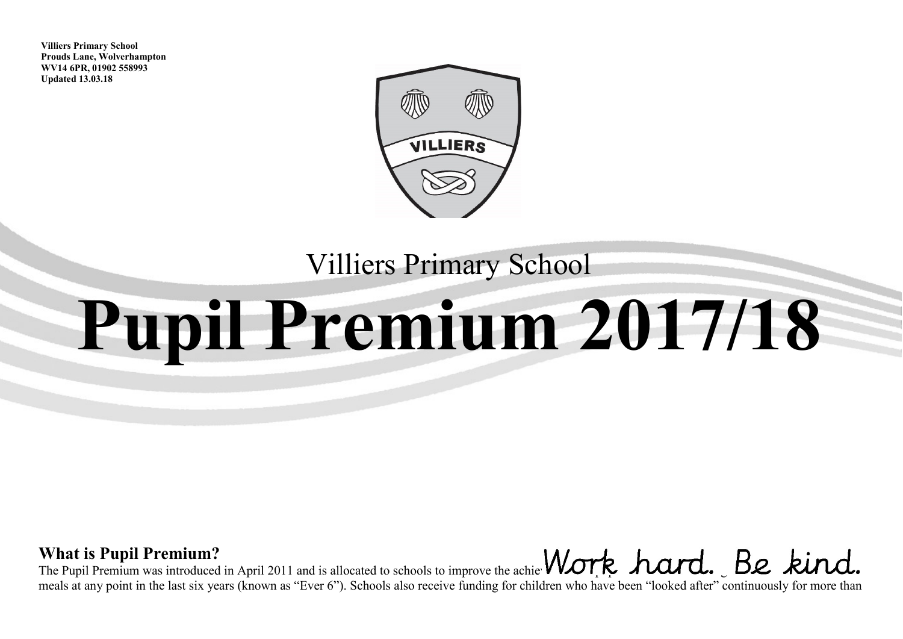**Villiers Primary School**
**Prouds Lane, Wolverhampton**
**WV14 6PR, 01902 558993**
**Updated 13.03.18**

Villiers Primary School

# Pupil Premium 2017/18

Work hard. Be kind.

### What is Pupil Premium?

The Pupil Premium was introduced in April 2011 and is allocated to schools to improve the achie meals at any point in the last six years (known as "Ever 6"). Schools also receive funding for children who have been "looked after" continuously for more than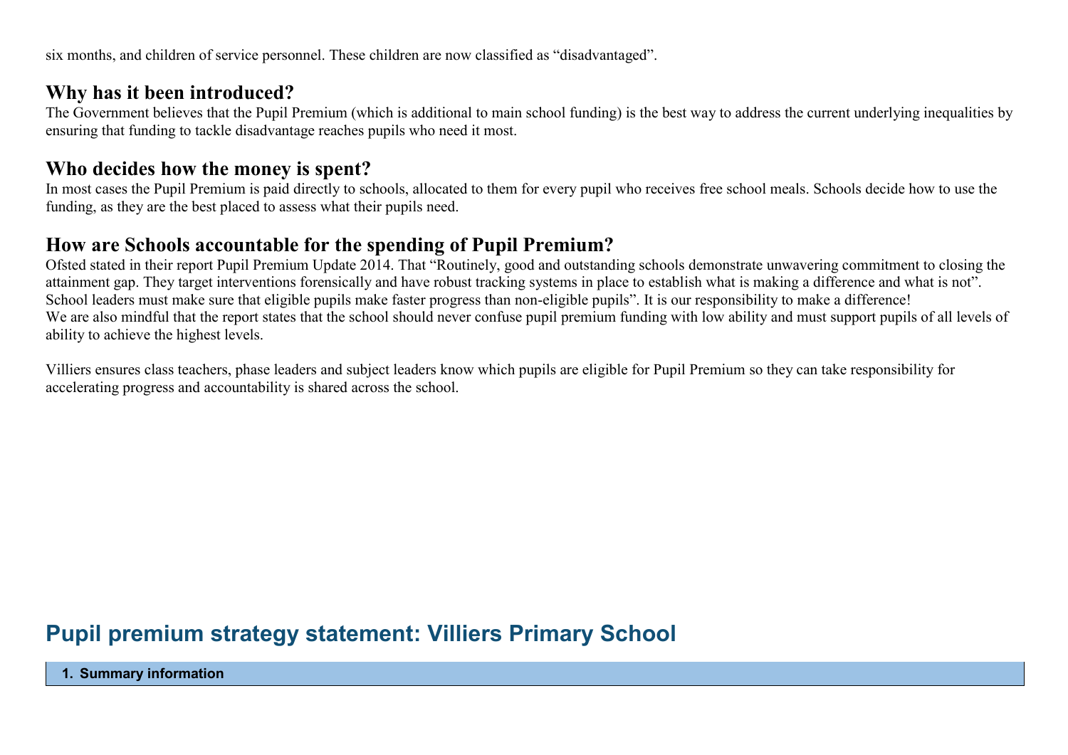six months, and children of service personnel. These children are now classified as “disadvantaged”.

## Why has it been introduced?

The Government believes that the Pupil Premium (which is additional to main school funding) is the best way to address the current underlying inequalities by ensuring that funding to tackle disadvantage reaches pupils who need it most.

## Who decides how the money is spent?

In most cases the Pupil Premium is paid directly to schools, allocated to them for every pupil who receives free school meals. Schools decide how to use the funding, as they are the best placed to assess what their pupils need.

## How are Schools accountable for the spending of Pupil Premium?

Ofsted stated in their report Pupil Premium Update 2014. That “Routinely, good and outstanding schools demonstrate unwavering commitment to closing the attainment gap. They target interventions forensically and have robust tracking systems in place to establish what is making a difference and what is not”. School leaders must make sure that eligible pupils make faster progress than non-eligible pupils”. It is our responsibility to make a difference!
We are also mindful that the report states that the school should never confuse pupil premium funding with low ability and must support pupils of all levels of ability to achieve the highest levels.

Villiers ensures class teachers, phase leaders and subject leaders know which pupils are eligible for Pupil Premium so they can take responsibility for accelerating progress and accountability is shared across the school.

# Pupil premium strategy statement: Villiers Primary School

| 1. Summary information |
|---|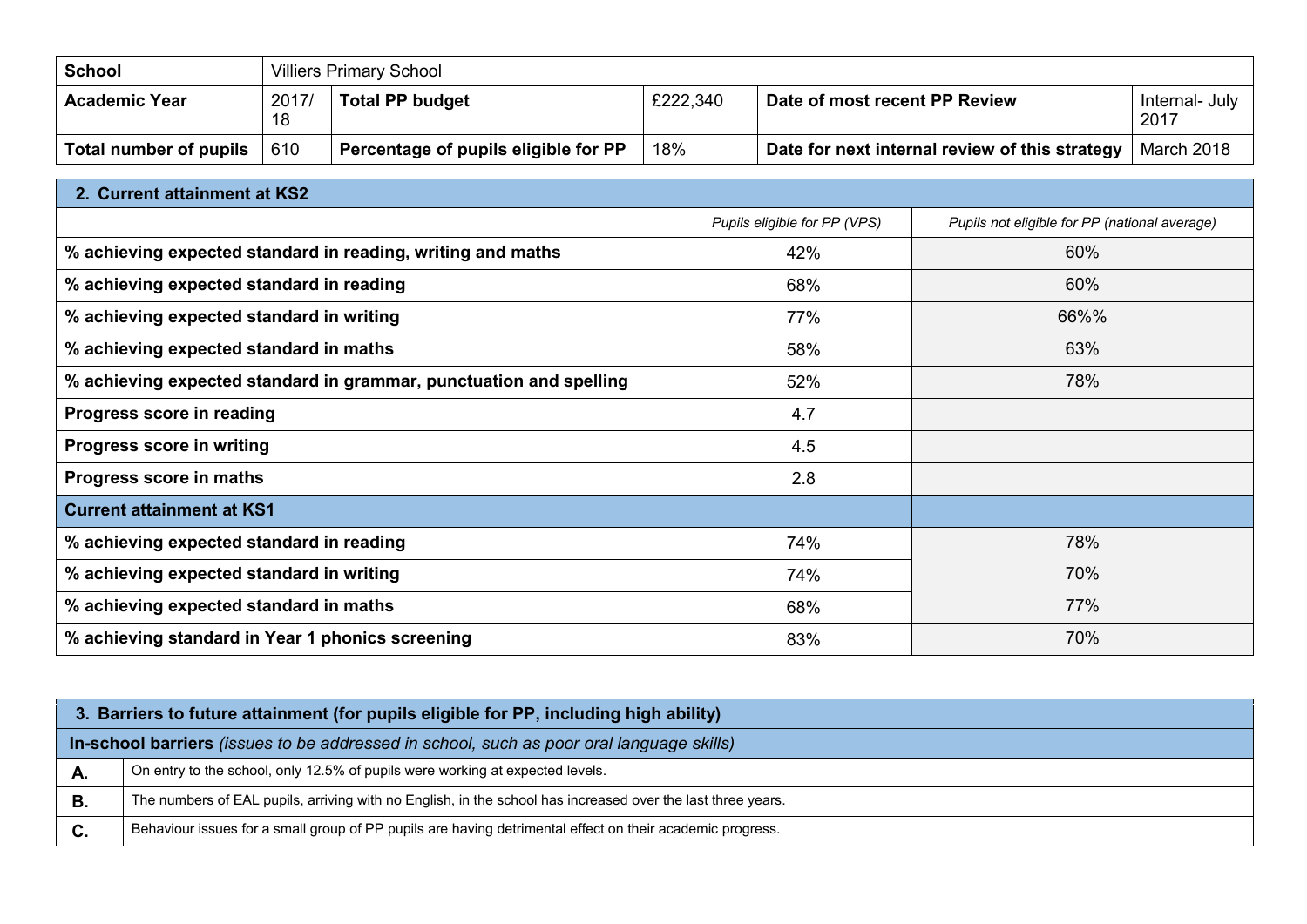| **School** | Villiers Primary School | | | | |
|---|---|---|---|---|---|
| **Academic Year** | 2017/18 | **Total PP budget** | £222,340 | **Date of most recent PP Review** | Internal- July 2017 |
| **Total number of pupils** | 610 | **Percentage of pupils eligible for PP** | 18% | **Date for next internal review of this strategy** | March 2018 |

| **2. Current attainment at KS2** | | |
|---|---|---|
| | *Pupils eligible for PP (VPS)* | *Pupils not eligible for PP (national average)* |
| **% achieving expected standard in reading, writing and maths** | 42% | 60% |
| **% achieving expected standard in reading** | 68% | 60% |
| **% achieving expected standard in writing** | 77% | 66%% |
| **% achieving expected standard in maths** | 58% | 63% |
| **% achieving expected standard in grammar, punctuation and spelling** | 52% | 78% |
| **Progress score in reading** | 4.7 | |
| **Progress score in writing** | 4.5 | |
| **Progress score in maths** | 2.8 | |
| **Current attainment at KS1** | | |
| **% achieving expected standard in reading** | 74% | 78% |
| **% achieving expected standard in writing** | 74% | 70% |
| **% achieving expected standard in maths** | 68% | 77% |
| **% achieving standard in Year 1 phonics screening** | 83% | 70% |

| **3. Barriers to future attainment (for pupils eligible for PP, including high ability)** | |
|---|---|
| **In-school barriers** *(issues to be addressed in school, such as poor oral language skills)* | |
| **A.** | On entry to the school, only 12.5% of pupils were working at expected levels. |
| **B.** | The numbers of EAL pupils, arriving with no English, in the school has increased over the last three years. |
| **C.** | Behaviour issues for a small group of PP pupils are having detrimental effect on their academic progress. |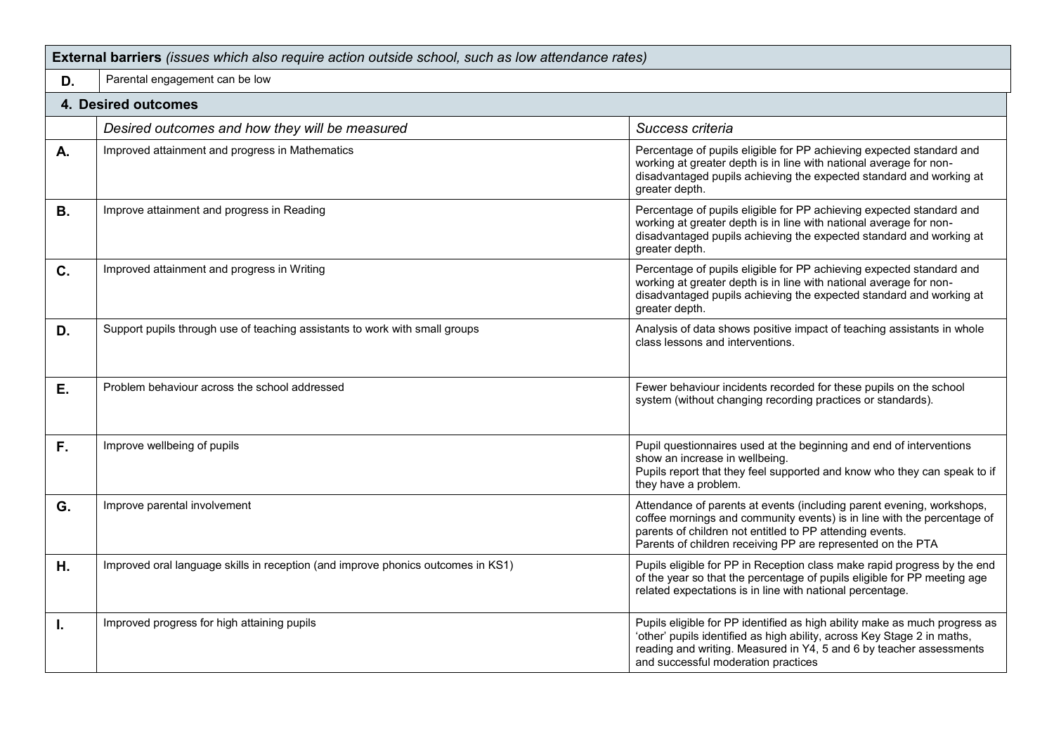| **External barriers** *(issues which also require action outside school, such as low attendance rates)* | |
|---|---|
| **D.** | Parental engagement can be low |

## 4. Desired outcomes

| | *Desired outcomes and how they will be measured* | *Success criteria* |
|---|---|---|
| **A.** | Improved attainment and progress in Mathematics | Percentage of pupils eligible for PP achieving expected standard and working at greater depth is in line with national average for non-disadvantaged pupils achieving the expected standard and working at greater depth. |
| **B.** | Improve attainment and progress in Reading | Percentage of pupils eligible for PP achieving expected standard and working at greater depth is in line with national average for non-disadvantaged pupils achieving the expected standard and working at greater depth. |
| **C.** | Improved attainment and progress in Writing | Percentage of pupils eligible for PP achieving expected standard and working at greater depth is in line with national average for non-disadvantaged pupils achieving the expected standard and working at greater depth. |
| **D.** | Support pupils through use of teaching assistants to work with small groups | Analysis of data shows positive impact of teaching assistants in whole class lessons and interventions. |
| **E.** | Problem behaviour across the school addressed | Fewer behaviour incidents recorded for these pupils on the school system (without changing recording practices or standards). |
| **F.** | Improve wellbeing of pupils | Pupil questionnaires used at the beginning and end of interventions show an increase in wellbeing.<br>Pupils report that they feel supported and know who they can speak to if they have a problem. |
| **G.** | Improve parental involvement | Attendance of parents at events (including parent evening, workshops, coffee mornings and community events) is in line with the percentage of parents of children not entitled to PP attending events.<br>Parents of children receiving PP are represented on the PTA |
| **H.** | Improved oral language skills in reception (and improve phonics outcomes in KS1) | Pupils eligible for PP in Reception class make rapid progress by the end of the year so that the percentage of pupils eligible for PP meeting age related expectations is in line with national percentage. |
| **I.** | Improved progress for high attaining pupils | Pupils eligible for PP identified as high ability make as much progress as 'other' pupils identified as high ability, across Key Stage 2 in maths, reading and writing. Measured in Y4, 5 and 6 by teacher assessments and successful moderation practices |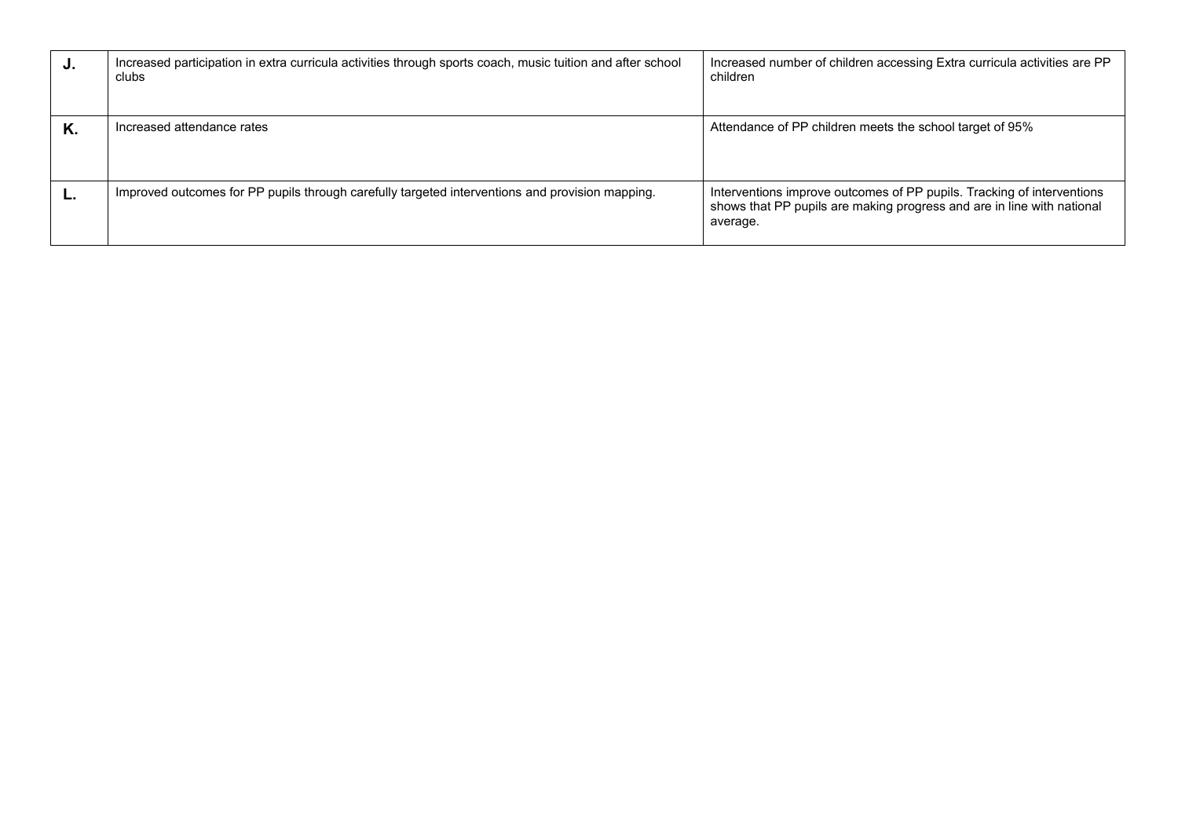| | | |
|---|---|---|
| **J.** | Increased participation in extra curricula activities through sports coach, music tuition and after school clubs | Increased number of children accessing Extra curricula activities are PP children |
| **K.** | Increased attendance rates | Attendance of PP children meets the school target of 95% |
| **L.** | Improved outcomes for PP pupils through carefully targeted interventions and provision mapping. | Interventions improve outcomes of PP pupils. Tracking of interventions shows that PP pupils are making progress and are in line with national average. |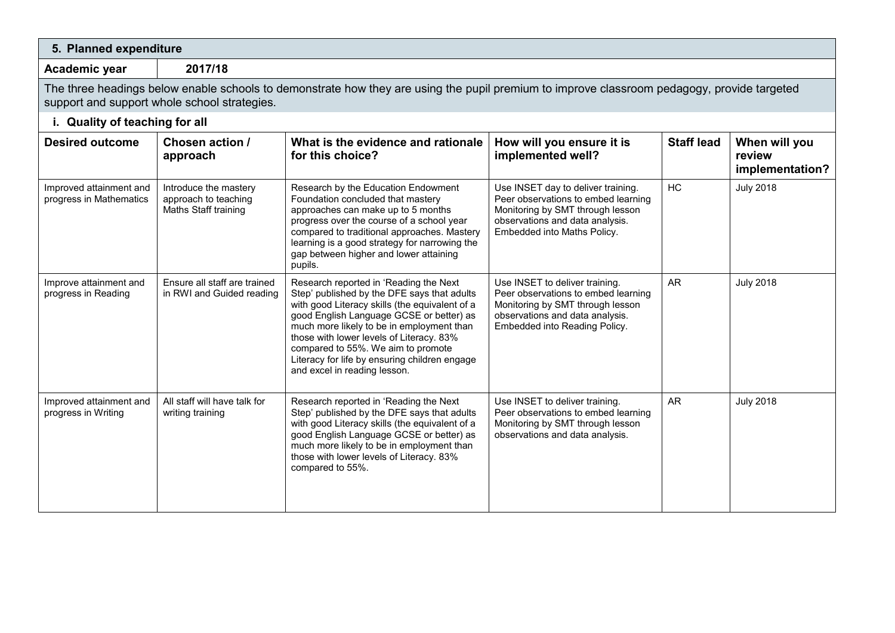## 5. Planned expenditure

| Academic year | 2017/18 |
|---|---|

The three headings below enable schools to demonstrate how they are using the pupil premium to improve classroom pedagogy, provide targeted support and support whole school strategies.

### i. Quality of teaching for all

| Desired outcome | Chosen action / approach | What is the evidence and rationale for this choice? | How will you ensure it is implemented well? | Staff lead | When will you review implementation? |
|---|---|---|---|---|---|
| Improved attainment and progress in Mathematics | Introduce the mastery approach to teaching Maths Staff training | Research by the Education Endowment Foundation concluded that mastery approaches can make up to 5 months progress over the course of a school year compared to traditional approaches. Mastery learning is a good strategy for narrowing the gap between higher and lower attaining pupils. | Use INSET day to deliver training. Peer observations to embed learning Monitoring by SMT through lesson observations and data analysis. Embedded into Maths Policy. | HC | July 2018 |
| Improve attainment and progress in Reading | Ensure all staff are trained in RWI and Guided reading | Research reported in 'Reading the Next Step' published by the DFE says that adults with good Literacy skills (the equivalent of a good English Language GCSE or better) as much more likely to be in employment than those with lower levels of Literacy. 83% compared to 55%. We aim to promote Literacy for life by ensuring children engage and excel in reading lesson. | Use INSET to deliver training. Peer observations to embed learning Monitoring by SMT through lesson observations and data analysis. Embedded into Reading Policy. | AR | July 2018 |
| Improved attainment and progress in Writing | All staff will have talk for writing training | Research reported in 'Reading the Next Step' published by the DFE says that adults with good Literacy skills (the equivalent of a good English Language GCSE or better) as much more likely to be in employment than those with lower levels of Literacy. 83% compared to 55%. | Use INSET to deliver training. Peer observations to embed learning Monitoring by SMT through lesson observations and data analysis. | AR | July 2018 |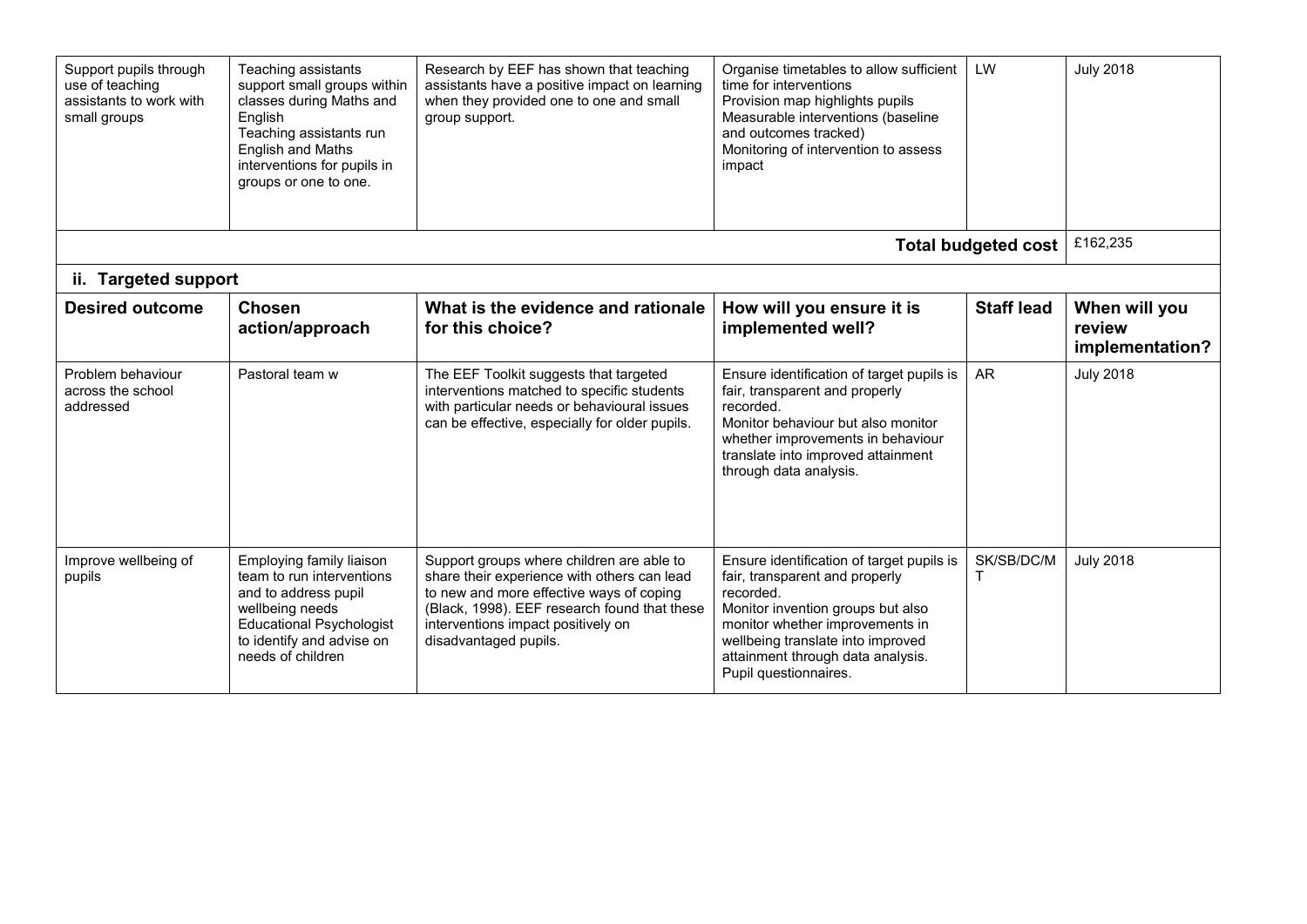| | | | | | |
|---|---|---|---|---|---|
| Support pupils through use of teaching assistants to work with small groups | Teaching assistants support small groups within classes during Maths and English<br>Teaching assistants run English and Maths interventions for pupils in groups or one to one. | Research by EEF has shown that teaching assistants have a positive impact on learning when they provided one to one and small group support. | Organise timetables to allow sufficient time for interventions<br>Provision map highlights pupils<br>Measurable interventions (baseline and outcomes tracked)<br>Monitoring of intervention to assess impact | LW | July 2018 |
| | | | | **Total budgeted cost** | £162,235 |

### ii. Targeted support

| Desired outcome | Chosen action/approach | What is the evidence and rationale for this choice? | How will you ensure it is implemented well? | Staff lead | When will you review implementation? |
|---|---|---|---|---|---|
| Problem behaviour across the school addressed | Pastoral team w | The EEF Toolkit suggests that targeted interventions matched to specific students with particular needs or behavioural issues can be effective, especially for older pupils. | Ensure identification of target pupils is fair, transparent and properly recorded.<br>Monitor behaviour but also monitor whether improvements in behaviour translate into improved attainment through data analysis. | AR | July 2018 |
| Improve wellbeing of pupils | Employing family liaison team to run interventions and to address pupil wellbeing needs<br>Educational Psychologist to identify and advise on needs of children | Support groups where children are able to share their experience with others can lead to new and more effective ways of coping (Black, 1998). EEF research found that these interventions impact positively on disadvantaged pupils. | Ensure identification of target pupils is fair, transparent and properly recorded.<br>Monitor invention groups but also monitor whether improvements in wellbeing translate into improved attainment through data analysis.<br>Pupil questionnaires. | SK/SB/DC/MT | July 2018 |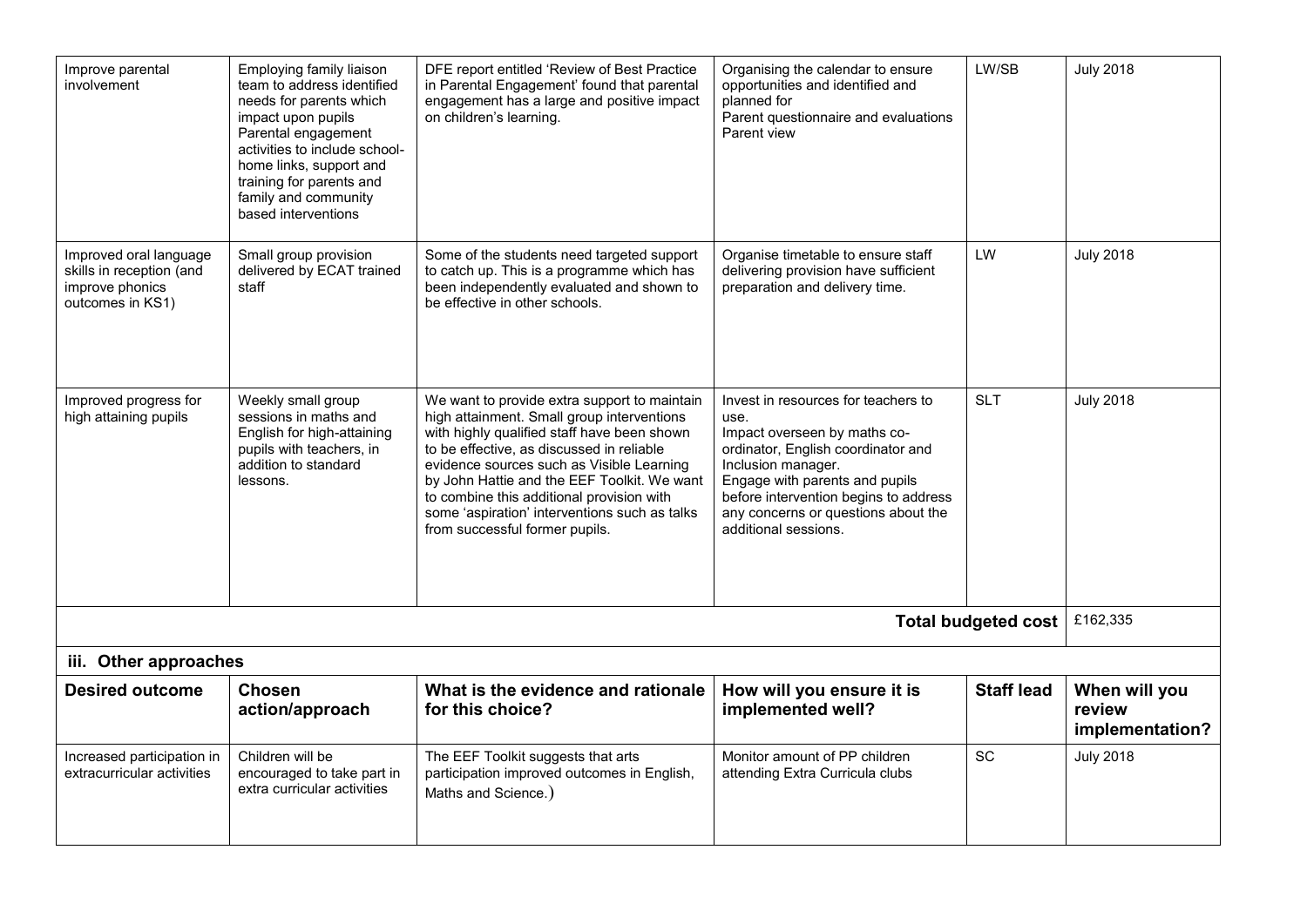| Improve parental involvement | Employing family liaison team to address identified needs for parents which impact upon pupils Parental engagement activities to include school-home links, support and training for parents and family and community based interventions | DFE report entitled 'Review of Best Practice in Parental Engagement' found that parental engagement has a large and positive impact on children's learning. | Organising the calendar to ensure opportunities and identified and planned for Parent questionnaire and evaluations Parent view | LW/SB | July 2018 |
|---|---|---|---|---|---|
| Improved oral language skills in reception (and improve phonics outcomes in KS1) | Small group provision delivered by ECAT trained staff | Some of the students need targeted support to catch up. This is a programme which has been independently evaluated and shown to be effective in other schools. | Organise timetable to ensure staff delivering provision have sufficient preparation and delivery time. | LW | July 2018 |
| Improved progress for high attaining pupils | Weekly small group sessions in maths and English for high-attaining pupils with teachers, in addition to standard lessons. | We want to provide extra support to maintain high attainment. Small group interventions with highly qualified staff have been shown to be effective, as discussed in reliable evidence sources such as Visible Learning by John Hattie and the EEF Toolkit. We want to combine this additional provision with some 'aspiration' interventions such as talks from successful former pupils. | Invest in resources for teachers to use. Impact overseen by maths co-ordinator, English coordinator and Inclusion manager. Engage with parents and pupils before intervention begins to address any concerns or questions about the additional sessions. | SLT | July 2018 |
| | | | | **Total budgeted cost** | £162,335 |

### iii. Other approaches

| Desired outcome | Chosen action/approach | What is the evidence and rationale for this choice? | How will you ensure it is implemented well? | Staff lead | When will you review implementation? |
|---|---|---|---|---|---|
| Increased participation in extracurricular activities | Children will be encouraged to take part in extra curricular activities | The EEF Toolkit suggests that arts participation improved outcomes in English, Maths and Science.) | Monitor amount of PP children attending Extra Curricula clubs | SC | July 2018 |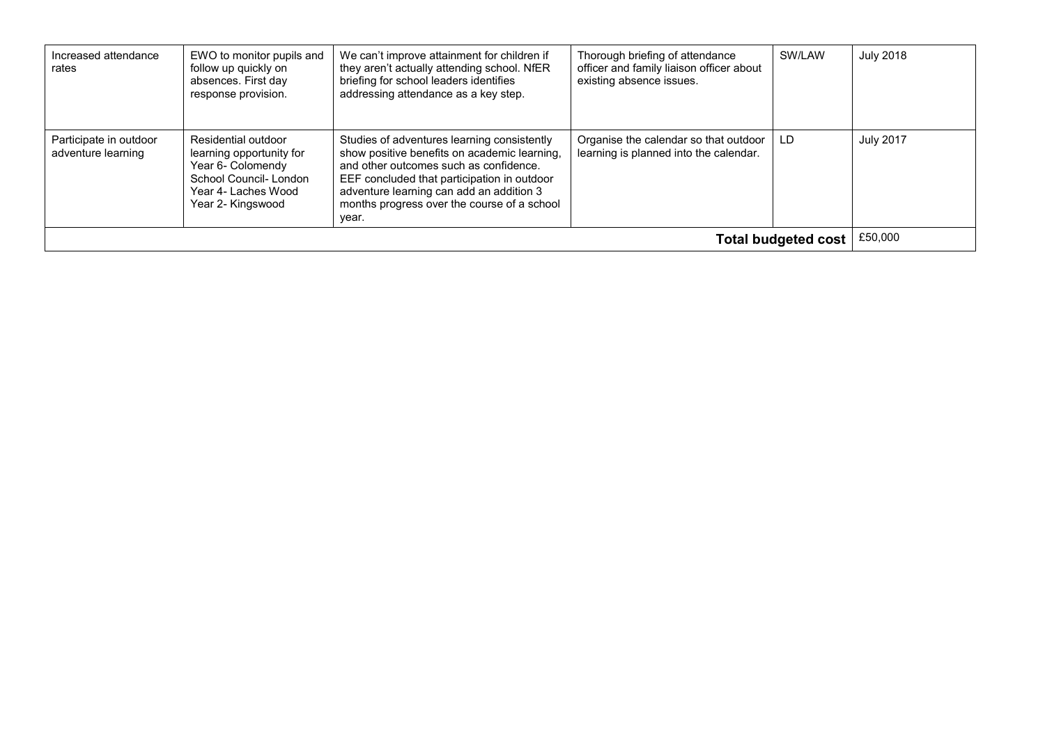| | | | | | |
|---|---|---|---|---|---|
| Increased attendance rates | EWO to monitor pupils and follow up quickly on absences. First day response provision. | We can't improve attainment for children if they aren't actually attending school. NfER briefing for school leaders identifies addressing attendance as a key step. | Thorough briefing of attendance officer and family liaison officer about existing absence issues. | SW/LAW | July 2018 |
| Participate in outdoor adventure learning | Residential outdoor learning opportunity for Year 6- Colomendy<br>School Council- London<br>Year 4- Laches Wood<br>Year 2- Kingswood | Studies of adventures learning consistently show positive benefits on academic learning, and other outcomes such as confidence. EEF concluded that participation in outdoor adventure learning can add an addition 3 months progress over the course of a school year. | Organise the calendar so that outdoor learning is planned into the calendar. | LD | July 2017 |
| | | | | **Total budgeted cost** | £50,000 |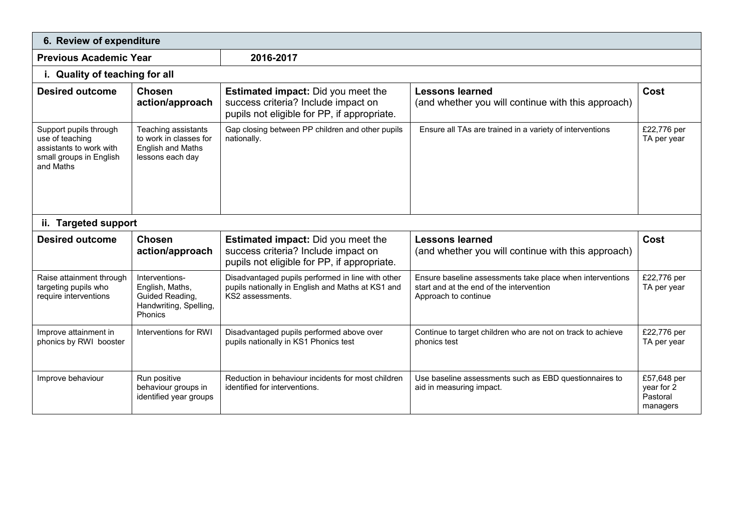| 6. Review of expenditure | | | | |
|---|---|---|---|---|
| **Previous Academic Year** | **2016-2017** | | | |
| **i. Quality of teaching for all** | | | | |
| **Desired outcome** | **Chosen action/approach** | **Estimated impact:** Did you meet the success criteria? Include impact on pupils not eligible for PP, if appropriate. | **Lessons learned** (and whether you will continue with this approach) | **Cost** |
| Support pupils through use of teaching assistants to work with small groups in English and Maths | Teaching assistants to work in classes for English and Maths lessons each day | Gap closing between PP children and other pupils nationally. | Ensure all TAs are trained in a variety of interventions | £22,776 per TA per year |
| **ii. Targeted support** | | | | |
| **Desired outcome** | **Chosen action/approach** | **Estimated impact:** Did you meet the success criteria? Include impact on pupils not eligible for PP, if appropriate. | **Lessons learned** (and whether you will continue with this approach) | **Cost** |
| Raise attainment through targeting pupils who require interventions | Interventions- English, Maths, Guided Reading, Handwriting, Spelling, Phonics | Disadvantaged pupils performed in line with other pupils nationally in English and Maths at KS1 and KS2 assessments. | Ensure baseline assessments take place when interventions start and at the end of the intervention<br>Approach to continue | £22,776 per TA per year |
| Improve attainment in phonics by RWI booster | Interventions for RWI | Disadvantaged pupils performed above over pupils nationally in KS1 Phonics test | Continue to target children who are not on track to achieve phonics test | £22,776 per TA per year |
| Improve behaviour | Run positive behaviour groups in identified year groups | Reduction in behaviour incidents for most children identified for interventions. | Use baseline assessments such as EBD questionnaires to aid in measuring impact. | £57,648 per year for 2 Pastoral managers |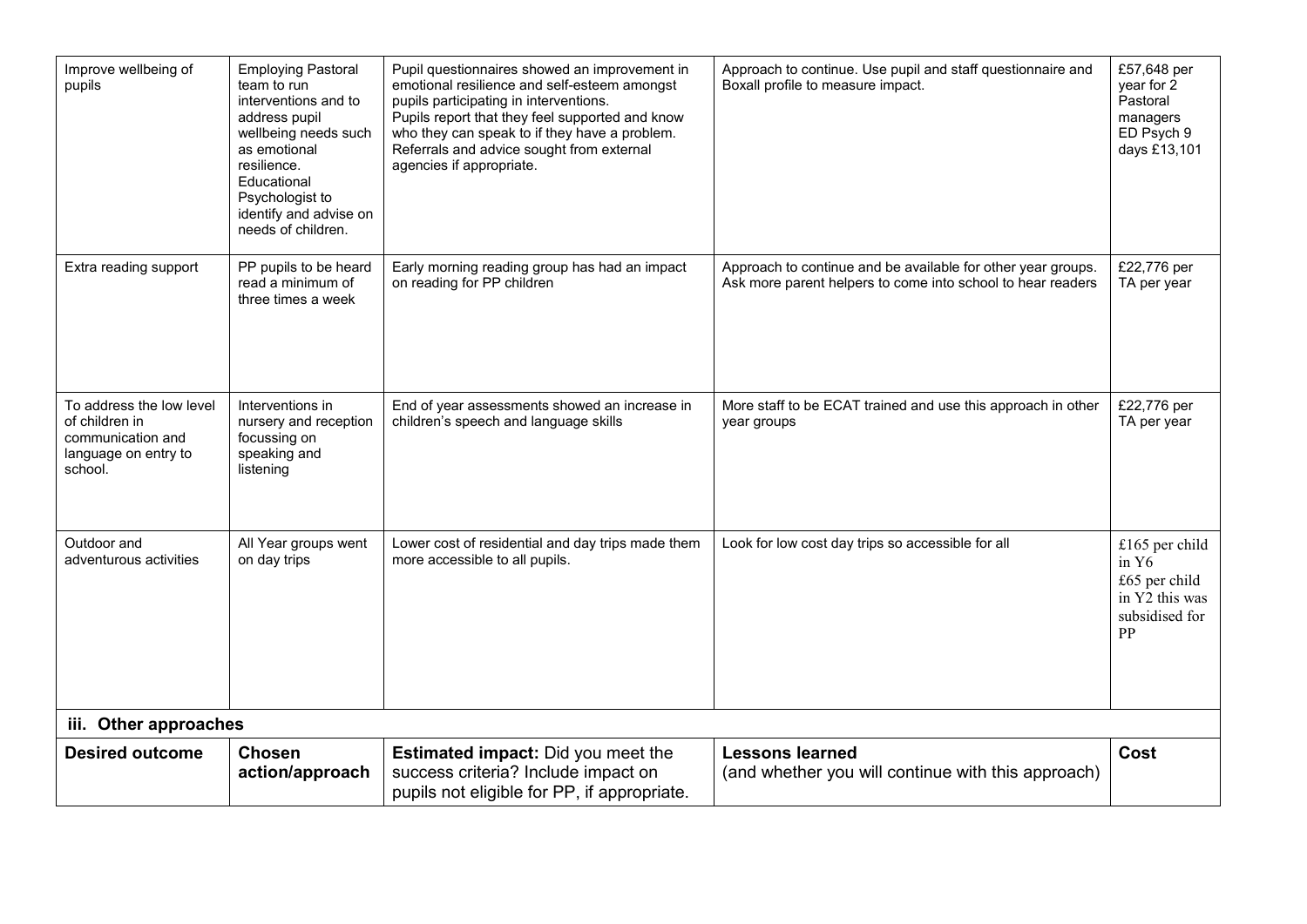| | | | | |
|---|---|---|---|---|
| Improve wellbeing of pupils | Employing Pastoral team to run interventions and to address pupil wellbeing needs such as emotional resilience. Educational Psychologist to identify and advise on needs of children. | Pupil questionnaires showed an improvement in emotional resilience and self-esteem amongst pupils participating in interventions. Pupils report that they feel supported and know who they can speak to if they have a problem. Referrals and advice sought from external agencies if appropriate. | Approach to continue. Use pupil and staff questionnaire and Boxall profile to measure impact. | £57,648 per year for 2 Pastoral managers ED Psych 9 days £13,101 |
| Extra reading support | PP pupils to be heard read a minimum of three times a week | Early morning reading group has had an impact on reading for PP children | Approach to continue and be available for other year groups. Ask more parent helpers to come into school to hear readers | £22,776 per TA per year |
| To address the low level of children in communication and language on entry to school. | Interventions in nursery and reception focussing on speaking and listening | End of year assessments showed an increase in children's speech and language skills | More staff to be ECAT trained and use this approach in other year groups | £22,776 per TA per year |
| Outdoor and adventurous activities | All Year groups went on day trips | Lower cost of residential and day trips made them more accessible to all pupils. | Look for low cost day trips so accessible for all | £165 per child in Y6 £65 per child in Y2 this was subsidised for PP |

### iii. Other approaches

| Desired outcome | Chosen action/approach | Estimated impact: Did you meet the success criteria? Include impact on pupils not eligible for PP, if appropriate. | Lessons learned (and whether you will continue with this approach) | Cost |
|---|---|---|---|---|